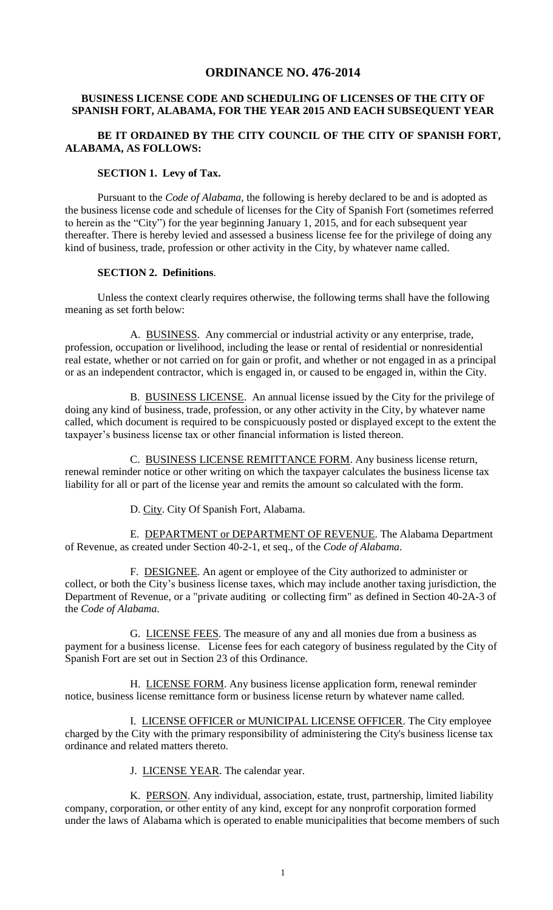# ORDINANCE NO. 476-2014

## BUSINESS LICENSE CODE AND SCHEDULING OF LICENSES OF THE CITY OF SPANISH FORT, ALABAMA, FOR THE YEAR 2015 AND EACH SUBSEQUENT YEAR

**BE IT ORDAINED BY THE CITY COUNCIL OF THE CITY OF SPANISH FORT, ALABAMA, AS FOLLOWS:**

### SECTION 1. Levy of Tax.

Pursuant to the *Code of Alabama*, the following is hereby declared to be and is adopted as the business license code and schedule of licenses for the City of Spanish Fort (sometimes referred to herein as the "City") for the year beginning January 1, 2015, and for each subsequent year thereafter. There is hereby levied and assessed a business license fee for the privilege of doing any kind of business, trade, profession or other activity in the City, by whatever name called.

### SECTION 2. Definitions.

Unless the context clearly requires otherwise, the following terms shall have the following meaning as set forth below:

A. BUSINESS. Any commercial or industrial activity or any enterprise, trade, profession, occupation or livelihood, including the lease or rental of residential or nonresidential real estate, whether or not carried on for gain or profit, and whether or not engaged in as a principal or as an independent contractor, which is engaged in, or caused to be engaged in, within the City.

B. BUSINESS LICENSE. An annual license issued by the City for the privilege of doing any kind of business, trade, profession, or any other activity in the City, by whatever name called, which document is required to be conspicuously posted or displayed except to the extent the taxpayer's business license tax or other financial information is listed thereon.

C. BUSINESS LICENSE REMITTANCE FORM. Any business license return, renewal reminder notice or other writing on which the taxpayer calculates the business license tax liability for all or part of the license year and remits the amount so calculated with the form.

D. City. City Of Spanish Fort, Alabama.

E. DEPARTMENT or DEPARTMENT OF REVENUE. The Alabama Department of Revenue, as created under Section 40-2-1, et seq., of the *Code of Alabama*.

F. DESIGNEE. An agent or employee of the City authorized to administer or collect, or both the City's business license taxes, which may include another taxing jurisdiction, the Department of Revenue, or a "private auditing or collecting firm" as defined in Section 40-2A-3 of the *Code of Alabama*.

G. LICENSE FEES. The measure of any and all monies due from a business as payment for a business license. License fees for each category of business regulated by the City of Spanish Fort are set out in Section 23 of this Ordinance.

H. LICENSE FORM. Any business license application form, renewal reminder notice, business license remittance form or business license return by whatever name called.

I. LICENSE OFFICER or MUNICIPAL LICENSE OFFICER. The City employee charged by the City with the primary responsibility of administering the City's business license tax ordinance and related matters thereto.

J. LICENSE YEAR. The calendar year.

K. PERSON. Any individual, association, estate, trust, partnership, limited liability company, corporation, or other entity of any kind, except for any nonprofit corporation formed under the laws of Alabama which is operated to enable municipalities that become members of such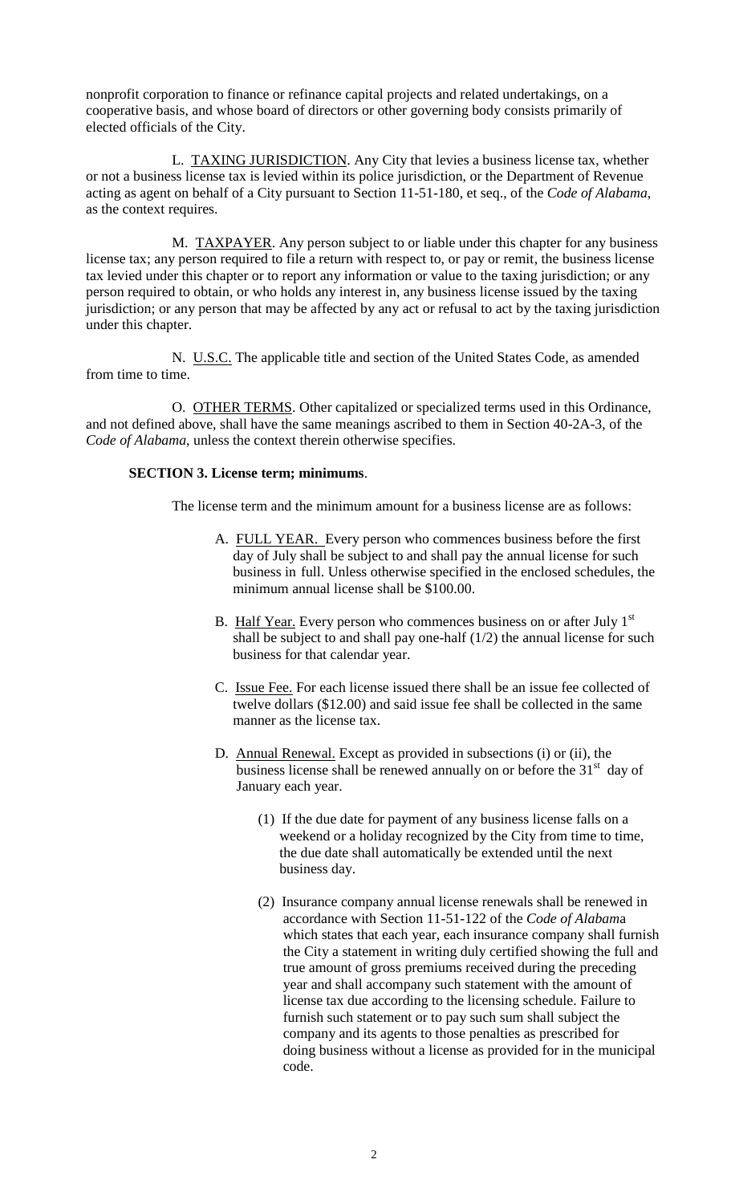nonprofit corporation to finance or refinance capital projects and related undertakings, on a cooperative basis, and whose board of directors or other governing body consists primarily of elected officials of the City.

L. TAXING JURISDICTION. Any City that levies a business license tax, whether or not a business license tax is levied within its police jurisdiction, or the Department of Revenue acting as agent on behalf of a City pursuant to Section 11-51-180, et seq., of the *Code of Alabama*, as the context requires.

M. TAXPAYER. Any person subject to or liable under this chapter for any business license tax; any person required to file a return with respect to, or pay or remit, the business license tax levied under this chapter or to report any information or value to the taxing jurisdiction; or any person required to obtain, or who holds any interest in, any business license issued by the taxing jurisdiction; or any person that may be affected by any act or refusal to act by the taxing jurisdiction under this chapter.

N. U.S.C. The applicable title and section of the United States Code, as amended from time to time.

O. OTHER TERMS. Other capitalized or specialized terms used in this Ordinance, and not defined above, shall have the same meanings ascribed to them in Section 40-2A-3, of the *Code of Alabama*, unless the context therein otherwise specifies.

**SECTION 3. License term; minimums**.

The license term and the minimum amount for a business license are as follows:

A. FULL YEAR. Every person who commences business before the first day of July shall be subject to and shall pay the annual license for such business in full. Unless otherwise specified in the enclosed schedules, the minimum annual license shall be $100.00.

B. Half Year. Every person who commences business on or after July 1st shall be subject to and shall pay one-half (1/2) the annual license for such business for that calendar year.

C. Issue Fee. For each license issued there shall be an issue fee collected of twelve dollars ($12.00) and said issue fee shall be collected in the same manner as the license tax.

D. Annual Renewal. Except as provided in subsections (i) or (ii), the business license shall be renewed annually on or before the 31st day of January each year.

(1) If the due date for payment of any business license falls on a weekend or a holiday recognized by the City from time to time, the due date shall automatically be extended until the next business day.

(2) Insurance company annual license renewals shall be renewed in accordance with Section 11-51-122 of the *Code of Alabama* which states that each year, each insurance company shall furnish the City a statement in writing duly certified showing the full and true amount of gross premiums received during the preceding year and shall accompany such statement with the amount of license tax due according to the licensing schedule. Failure to furnish such statement or to pay such sum shall subject the company and its agents to those penalties as prescribed for doing business without a license as provided for in the municipal code.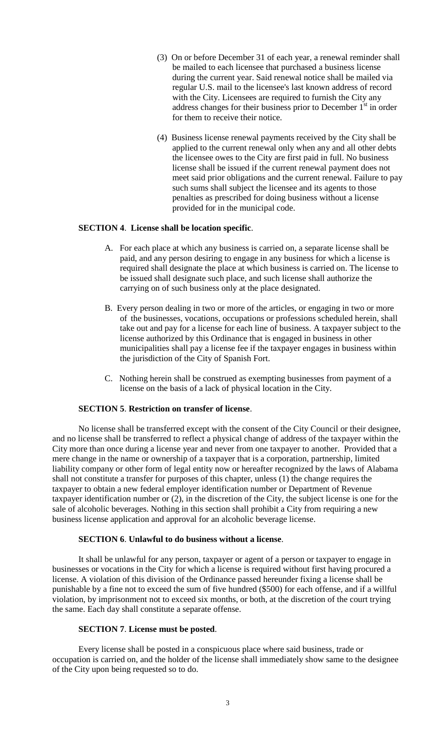(3) On or before December 31 of each year, a renewal reminder shall be mailed to each licensee that purchased a business license during the current year. Said renewal notice shall be mailed via regular U.S. mail to the licensee's last known address of record with the City. Licensees are required to furnish the City any address changes for their business prior to December 1st in order for them to receive their notice.

(4) Business license renewal payments received by the City shall be applied to the current renewal only when any and all other debts the licensee owes to the City are first paid in full. No business license shall be issued if the current renewal payment does not meet said prior obligations and the current renewal. Failure to pay such sums shall subject the licensee and its agents to those penalties as prescribed for doing business without a license provided for in the municipal code.

**SECTION 4**. **License shall be location specific**.

A. For each place at which any business is carried on, a separate license shall be paid, and any person desiring to engage in any business for which a license is required shall designate the place at which business is carried on. The license to be issued shall designate such place, and such license shall authorize the carrying on of such business only at the place designated.

B. Every person dealing in two or more of the articles, or engaging in two or more of the businesses, vocations, occupations or professions scheduled herein, shall take out and pay for a license for each line of business. A taxpayer subject to the license authorized by this Ordinance that is engaged in business in other municipalities shall pay a license fee if the taxpayer engages in business within the jurisdiction of the City of Spanish Fort.

C. Nothing herein shall be construed as exempting businesses from payment of a license on the basis of a lack of physical location in the City.

**SECTION 5**. **Restriction on transfer of license**.

No license shall be transferred except with the consent of the City Council or their designee, and no license shall be transferred to reflect a physical change of address of the taxpayer within the City more than once during a license year and never from one taxpayer to another. Provided that a mere change in the name or ownership of a taxpayer that is a corporation, partnership, limited liability company or other form of legal entity now or hereafter recognized by the laws of Alabama shall not constitute a transfer for purposes of this chapter, unless (1) the change requires the taxpayer to obtain a new federal employer identification number or Department of Revenue taxpayer identification number or (2), in the discretion of the City, the subject license is one for the sale of alcoholic beverages. Nothing in this section shall prohibit a City from requiring a new business license application and approval for an alcoholic beverage license.

**SECTION 6**. **Unlawful to do business without a license**.

It shall be unlawful for any person, taxpayer or agent of a person or taxpayer to engage in businesses or vocations in the City for which a license is required without first having procured a license. A violation of this division of the Ordinance passed hereunder fixing a license shall be punishable by a fine not to exceed the sum of five hundred ($500) for each offense, and if a willful violation, by imprisonment not to exceed six months, or both, at the discretion of the court trying the same. Each day shall constitute a separate offense.

**SECTION 7**. **License must be posted**.

Every license shall be posted in a conspicuous place where said business, trade or occupation is carried on, and the holder of the license shall immediately show same to the designee of the City upon being requested so to do.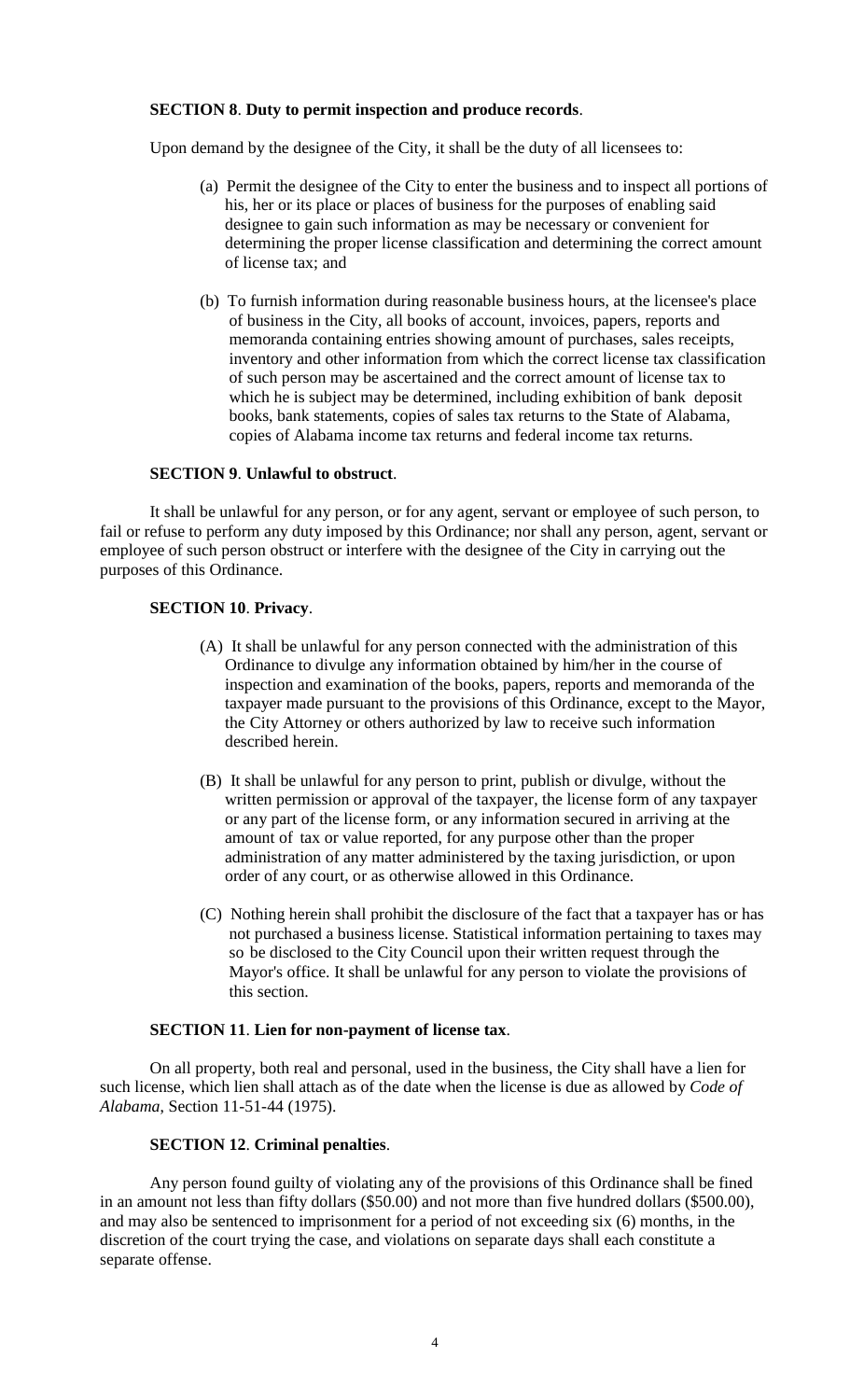**SECTION 8**. **Duty to permit inspection and produce records**.

Upon demand by the designee of the City, it shall be the duty of all licensees to:

(a) Permit the designee of the City to enter the business and to inspect all portions of his, her or its place or places of business for the purposes of enabling said designee to gain such information as may be necessary or convenient for determining the proper license classification and determining the correct amount of license tax; and

(b) To furnish information during reasonable business hours, at the licensee's place of business in the City, all books of account, invoices, papers, reports and memoranda containing entries showing amount of purchases, sales receipts, inventory and other information from which the correct license tax classification of such person may be ascertained and the correct amount of license tax to which he is subject may be determined, including exhibition of bank deposit books, bank statements, copies of sales tax returns to the State of Alabama, copies of Alabama income tax returns and federal income tax returns.

**SECTION 9**. **Unlawful to obstruct**.

It shall be unlawful for any person, or for any agent, servant or employee of such person, to fail or refuse to perform any duty imposed by this Ordinance; nor shall any person, agent, servant or employee of such person obstruct or interfere with the designee of the City in carrying out the purposes of this Ordinance.

**SECTION 10**. **Privacy**.

(A) It shall be unlawful for any person connected with the administration of this Ordinance to divulge any information obtained by him/her in the course of inspection and examination of the books, papers, reports and memoranda of the taxpayer made pursuant to the provisions of this Ordinance, except to the Mayor, the City Attorney or others authorized by law to receive such information described herein.

(B) It shall be unlawful for any person to print, publish or divulge, without the written permission or approval of the taxpayer, the license form of any taxpayer or any part of the license form, or any information secured in arriving at the amount of tax or value reported, for any purpose other than the proper administration of any matter administered by the taxing jurisdiction, or upon order of any court, or as otherwise allowed in this Ordinance.

(C) Nothing herein shall prohibit the disclosure of the fact that a taxpayer has or has not purchased a business license. Statistical information pertaining to taxes may so be disclosed to the City Council upon their written request through the Mayor's office. It shall be unlawful for any person to violate the provisions of this section.

**SECTION 11**. **Lien for non-payment of license tax**.

On all property, both real and personal, used in the business, the City shall have a lien for such license, which lien shall attach as of the date when the license is due as allowed by *Code of Alabama*, Section 11-51-44 (1975).

**SECTION 12**. **Criminal penalties**.

Any person found guilty of violating any of the provisions of this Ordinance shall be fined in an amount not less than fifty dollars ($50.00) and not more than five hundred dollars ($500.00), and may also be sentenced to imprisonment for a period of not exceeding six (6) months, in the discretion of the court trying the case, and violations on separate days shall each constitute a separate offense.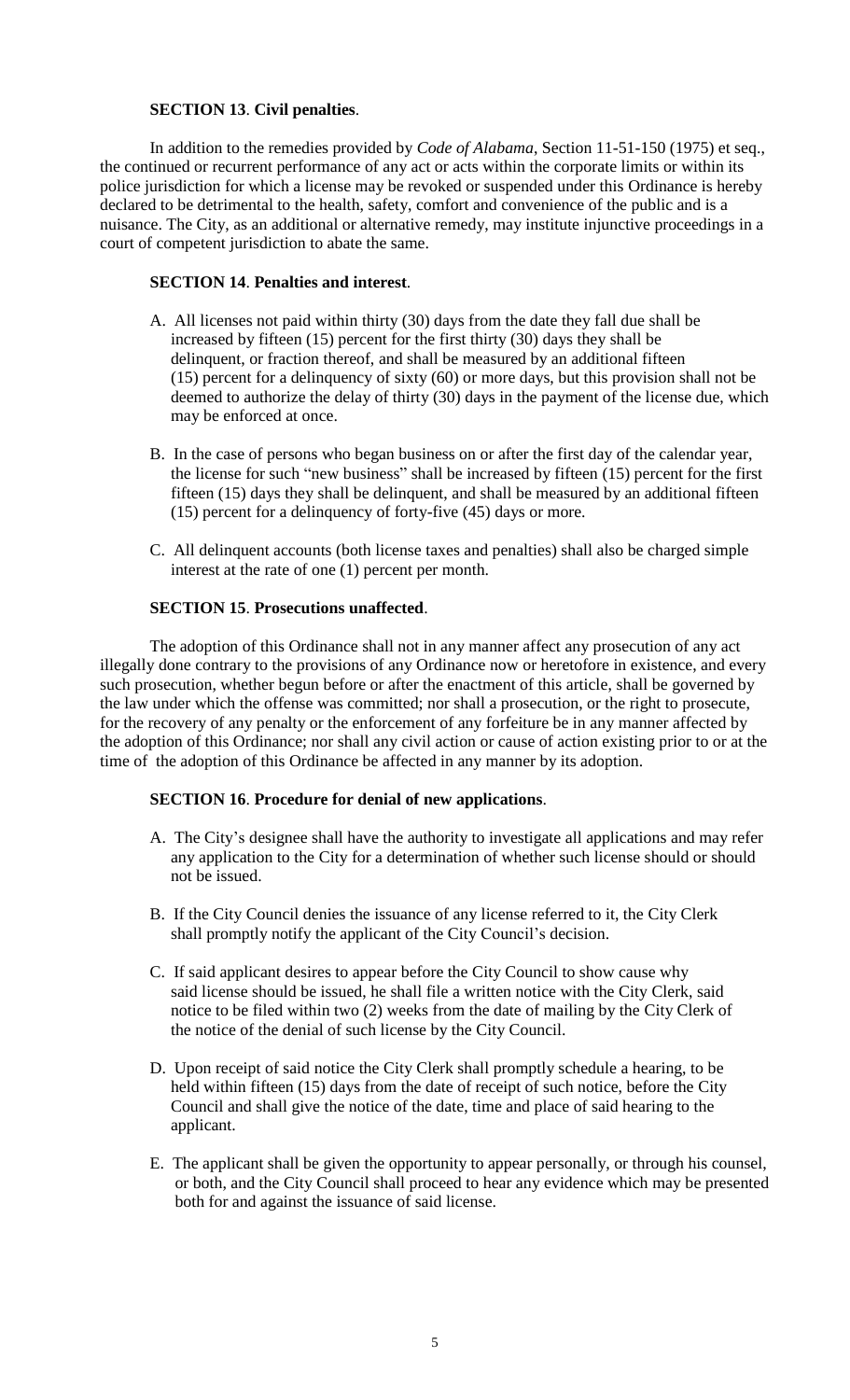**SECTION 13**. **Civil penalties**.

In addition to the remedies provided by *Code of Alabama*, Section 11-51-150 (1975) et seq., the continued or recurrent performance of any act or acts within the corporate limits or within its police jurisdiction for which a license may be revoked or suspended under this Ordinance is hereby declared to be detrimental to the health, safety, comfort and convenience of the public and is a nuisance. The City, as an additional or alternative remedy, may institute injunctive proceedings in a court of competent jurisdiction to abate the same.

**SECTION 14**. **Penalties and interest**.

A. All licenses not paid within thirty (30) days from the date they fall due shall be increased by fifteen (15) percent for the first thirty (30) days they shall be delinquent, or fraction thereof, and shall be measured by an additional fifteen (15) percent for a delinquency of sixty (60) or more days, but this provision shall not be deemed to authorize the delay of thirty (30) days in the payment of the license due, which may be enforced at once.

B. In the case of persons who began business on or after the first day of the calendar year, the license for such "new business" shall be increased by fifteen (15) percent for the first fifteen (15) days they shall be delinquent, and shall be measured by an additional fifteen (15) percent for a delinquency of forty-five (45) days or more.

C. All delinquent accounts (both license taxes and penalties) shall also be charged simple interest at the rate of one (1) percent per month.

**SECTION 15**. **Prosecutions unaffected**.

The adoption of this Ordinance shall not in any manner affect any prosecution of any act illegally done contrary to the provisions of any Ordinance now or heretofore in existence, and every such prosecution, whether begun before or after the enactment of this article, shall be governed by the law under which the offense was committed; nor shall a prosecution, or the right to prosecute, for the recovery of any penalty or the enforcement of any forfeiture be in any manner affected by the adoption of this Ordinance; nor shall any civil action or cause of action existing prior to or at the time of the adoption of this Ordinance be affected in any manner by its adoption.

**SECTION 16**. **Procedure for denial of new applications**.

A. The City's designee shall have the authority to investigate all applications and may refer any application to the City for a determination of whether such license should or should not be issued.

B. If the City Council denies the issuance of any license referred to it, the City Clerk shall promptly notify the applicant of the City Council's decision.

C. If said applicant desires to appear before the City Council to show cause why said license should be issued, he shall file a written notice with the City Clerk, said notice to be filed within two (2) weeks from the date of mailing by the City Clerk of the notice of the denial of such license by the City Council.

D. Upon receipt of said notice the City Clerk shall promptly schedule a hearing, to be held within fifteen (15) days from the date of receipt of such notice, before the City Council and shall give the notice of the date, time and place of said hearing to the applicant.

E. The applicant shall be given the opportunity to appear personally, or through his counsel, or both, and the City Council shall proceed to hear any evidence which may be presented both for and against the issuance of said license.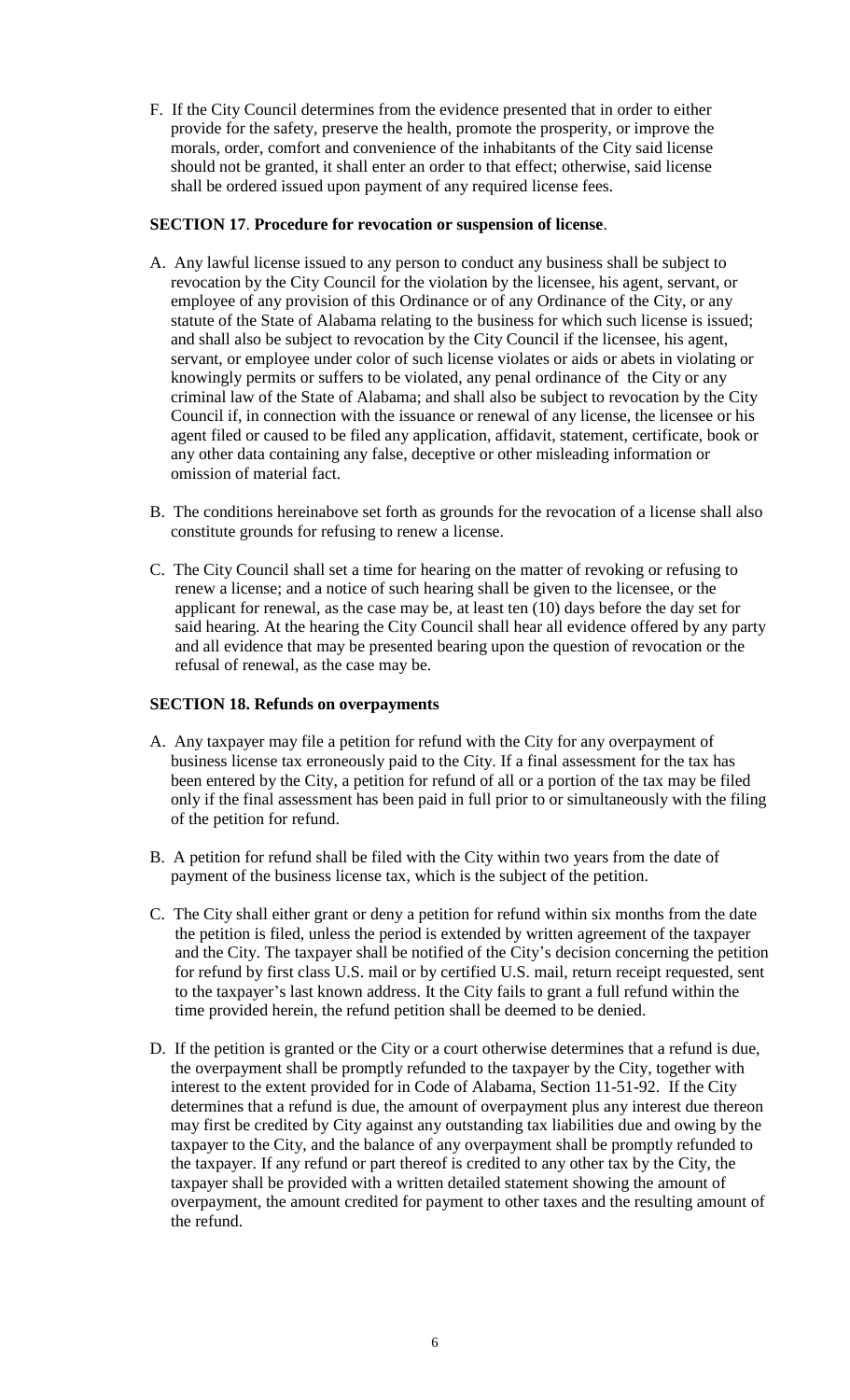F. If the City Council determines from the evidence presented that in order to either provide for the safety, preserve the health, promote the prosperity, or improve the morals, order, comfort and convenience of the inhabitants of the City said license should not be granted, it shall enter an order to that effect; otherwise, said license shall be ordered issued upon payment of any required license fees.

**SECTION 17**. **Procedure for revocation or suspension of license**.

A. Any lawful license issued to any person to conduct any business shall be subject to revocation by the City Council for the violation by the licensee, his agent, servant, or employee of any provision of this Ordinance or of any Ordinance of the City, or any statute of the State of Alabama relating to the business for which such license is issued; and shall also be subject to revocation by the City Council if the licensee, his agent, servant, or employee under color of such license violates or aids or abets in violating or knowingly permits or suffers to be violated, any penal ordinance of the City or any criminal law of the State of Alabama; and shall also be subject to revocation by the City Council if, in connection with the issuance or renewal of any license, the licensee or his agent filed or caused to be filed any application, affidavit, statement, certificate, book or any other data containing any false, deceptive or other misleading information or omission of material fact.

B. The conditions hereinabove set forth as grounds for the revocation of a license shall also constitute grounds for refusing to renew a license.

C. The City Council shall set a time for hearing on the matter of revoking or refusing to renew a license; and a notice of such hearing shall be given to the licensee, or the applicant for renewal, as the case may be, at least ten (10) days before the day set for said hearing. At the hearing the City Council shall hear all evidence offered by any party and all evidence that may be presented bearing upon the question of revocation or the refusal of renewal, as the case may be.

**SECTION 18. Refunds on overpayments**

A. Any taxpayer may file a petition for refund with the City for any overpayment of business license tax erroneously paid to the City. If a final assessment for the tax has been entered by the City, a petition for refund of all or a portion of the tax may be filed only if the final assessment has been paid in full prior to or simultaneously with the filing of the petition for refund.

B. A petition for refund shall be filed with the City within two years from the date of payment of the business license tax, which is the subject of the petition.

C. The City shall either grant or deny a petition for refund within six months from the date the petition is filed, unless the period is extended by written agreement of the taxpayer and the City. The taxpayer shall be notified of the City's decision concerning the petition for refund by first class U.S. mail or by certified U.S. mail, return receipt requested, sent to the taxpayer's last known address. It the City fails to grant a full refund within the time provided herein, the refund petition shall be deemed to be denied.

D. If the petition is granted or the City or a court otherwise determines that a refund is due, the overpayment shall be promptly refunded to the taxpayer by the City, together with interest to the extent provided for in Code of Alabama, Section 11-51-92. If the City determines that a refund is due, the amount of overpayment plus any interest due thereon may first be credited by City against any outstanding tax liabilities due and owing by the taxpayer to the City, and the balance of any overpayment shall be promptly refunded to the taxpayer. If any refund or part thereof is credited to any other tax by the City, the taxpayer shall be provided with a written detailed statement showing the amount of overpayment, the amount credited for payment to other taxes and the resulting amount of the refund.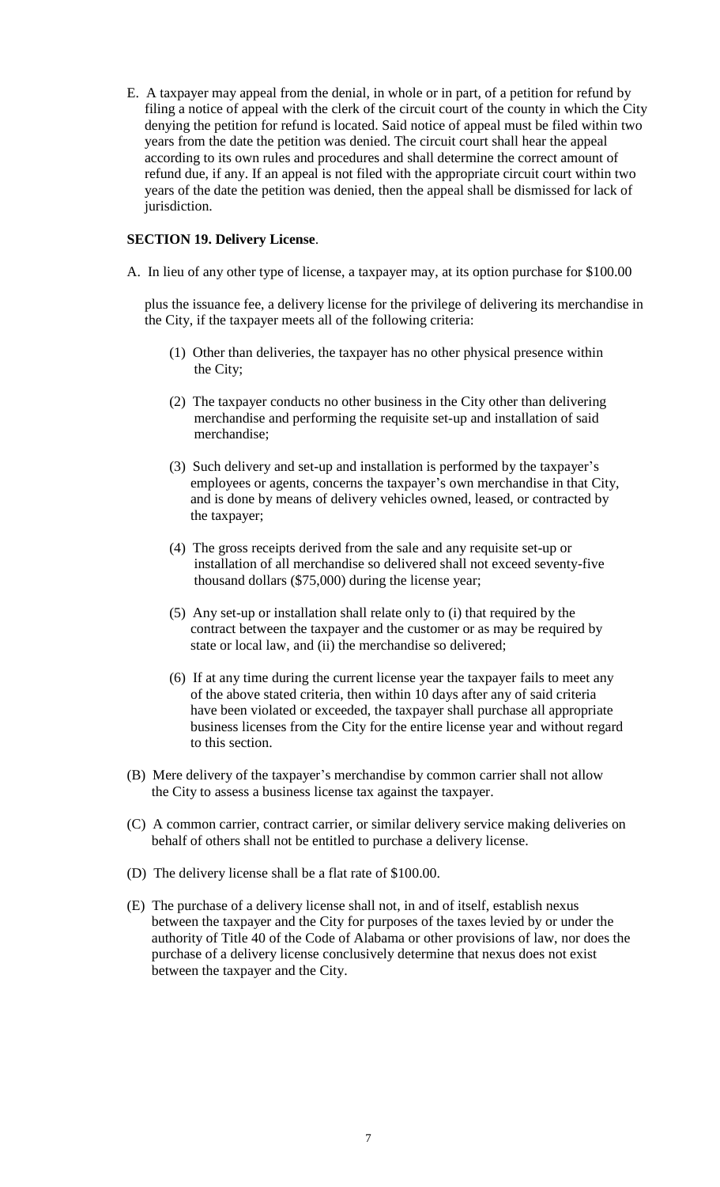E. A taxpayer may appeal from the denial, in whole or in part, of a petition for refund by filing a notice of appeal with the clerk of the circuit court of the county in which the City denying the petition for refund is located. Said notice of appeal must be filed within two years from the date the petition was denied. The circuit court shall hear the appeal according to its own rules and procedures and shall determine the correct amount of refund due, if any. If an appeal is not filed with the appropriate circuit court within two years of the date the petition was denied, then the appeal shall be dismissed for lack of jurisdiction.

**SECTION 19. Delivery License**.

A. In lieu of any other type of license, a taxpayer may, at its option purchase for $100.00 plus the issuance fee, a delivery license for the privilege of delivering its merchandise in the City, if the taxpayer meets all of the following criteria:

(1) Other than deliveries, the taxpayer has no other physical presence within the City;

(2) The taxpayer conducts no other business in the City other than delivering merchandise and performing the requisite set-up and installation of said merchandise;

(3) Such delivery and set-up and installation is performed by the taxpayer's employees or agents, concerns the taxpayer's own merchandise in that City, and is done by means of delivery vehicles owned, leased, or contracted by the taxpayer;

(4) The gross receipts derived from the sale and any requisite set-up or installation of all merchandise so delivered shall not exceed seventy-five thousand dollars ($75,000) during the license year;

(5) Any set-up or installation shall relate only to (i) that required by the contract between the taxpayer and the customer or as may be required by state or local law, and (ii) the merchandise so delivered;

(6) If at any time during the current license year the taxpayer fails to meet any of the above stated criteria, then within 10 days after any of said criteria have been violated or exceeded, the taxpayer shall purchase all appropriate business licenses from the City for the entire license year and without regard to this section.

(B) Mere delivery of the taxpayer's merchandise by common carrier shall not allow the City to assess a business license tax against the taxpayer.

(C) A common carrier, contract carrier, or similar delivery service making deliveries on behalf of others shall not be entitled to purchase a delivery license.

(D) The delivery license shall be a flat rate of $100.00.

(E) The purchase of a delivery license shall not, in and of itself, establish nexus between the taxpayer and the City for purposes of the taxes levied by or under the authority of Title 40 of the Code of Alabama or other provisions of law, nor does the purchase of a delivery license conclusively determine that nexus does not exist between the taxpayer and the City.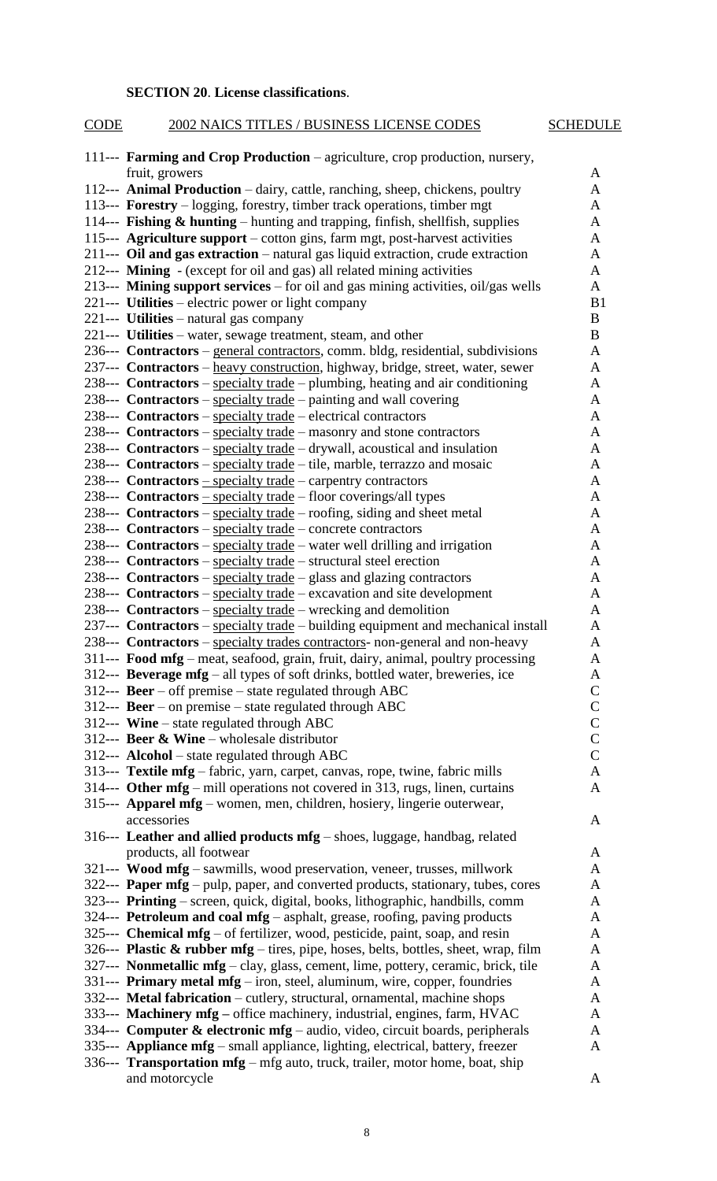**SECTION 20**. **License classifications**.

| CODE | 2002 NAICS TITLES / BUSINESS LICENSE CODES | SCHEDULE |
|---|---|---|
| 111--- | **Farming and Crop Production** – agriculture, crop production, nursery, fruit, growers | A |
| 112--- | **Animal Production** – dairy, cattle, ranching, sheep, chickens, poultry | A |
| 113--- | **Forestry** – logging, forestry, timber track operations, timber mgt | A |
| 114--- | **Fishing & hunting** – hunting and trapping, finfish, shellfish, supplies | A |
| 115--- | **Agriculture support** – cotton gins, farm mgt, post-harvest activities | A |
| 211--- | **Oil and gas extraction** – natural gas liquid extraction, crude extraction | A |
| 212--- | **Mining** - (except for oil and gas) all related mining activities | A |
| 213--- | **Mining support services** – for oil and gas mining activities, oil/gas wells | A |
| 221--- | **Utilities** – electric power or light company | B1 |
| 221--- | **Utilities** – natural gas company | B |
| 221--- | **Utilities** – water, sewage treatment, steam, and other | B |
| 236--- | **Contractors** – general contractors, comm. bldg, residential, subdivisions | A |
| 237--- | **Contractors** – heavy construction, highway, bridge, street, water, sewer | A |
| 238--- | **Contractors** – specialty trade – plumbing, heating and air conditioning | A |
| 238--- | **Contractors** – specialty trade – painting and wall covering | A |
| 238--- | **Contractors** – specialty trade – electrical contractors | A |
| 238--- | **Contractors** – specialty trade – masonry and stone contractors | A |
| 238--- | **Contractors** – specialty trade – drywall, acoustical and insulation | A |
| 238--- | **Contractors** – specialty trade – tile, marble, terrazzo and mosaic | A |
| 238--- | **Contractors** – specialty trade – carpentry contractors | A |
| 238--- | **Contractors** – specialty trade – floor coverings/all types | A |
| 238--- | **Contractors** – specialty trade – roofing, siding and sheet metal | A |
| 238--- | **Contractors** – specialty trade – concrete contractors | A |
| 238--- | **Contractors** – specialty trade – water well drilling and irrigation | A |
| 238--- | **Contractors** – specialty trade – structural steel erection | A |
| 238--- | **Contractors** – specialty trade – glass and glazing contractors | A |
| 238--- | **Contractors** – specialty trade – excavation and site development | A |
| 238--- | **Contractors** – specialty trade – wrecking and demolition | A |
| 237--- | **Contractors** – specialty trade – building equipment and mechanical install | A |
| 238--- | **Contractors** – specialty trades contractors- non-general and non-heavy | A |
| 311--- | **Food mfg** – meat, seafood, grain, fruit, dairy, animal, poultry processing | A |
| 312--- | **Beverage mfg** – all types of soft drinks, bottled water, breweries, ice | A |
| 312--- | **Beer** – off premise – state regulated through ABC | C |
| 312--- | **Beer** – on premise – state regulated through ABC | C |
| 312--- | **Wine** – state regulated through ABC | C |
| 312--- | **Beer & Wine** – wholesale distributor | C |
| 312--- | **Alcohol** – state regulated through ABC | C |
| 313--- | **Textile mfg** – fabric, yarn, carpet, canvas, rope, twine, fabric mills | A |
| 314--- | **Other mfg** – mill operations not covered in 313, rugs, linen, curtains | A |
| 315--- | **Apparel mfg** – women, men, children, hosiery, lingerie outerwear, accessories | A |
| 316--- | **Leather and allied products mfg** – shoes, luggage, handbag, related products, all footwear | A |
| 321--- | **Wood mfg** – sawmills, wood preservation, veneer, trusses, millwork | A |
| 322--- | **Paper mfg** – pulp, paper, and converted products, stationary, tubes, cores | A |
| 323--- | **Printing** – screen, quick, digital, books, lithographic, handbills, comm | A |
| 324--- | **Petroleum and coal mfg** – asphalt, grease, roofing, paving products | A |
| 325--- | **Chemical mfg** – of fertilizer, wood, pesticide, paint, soap, and resin | A |
| 326--- | **Plastic & rubber mfg** – tires, pipe, hoses, belts, bottles, sheet, wrap, film | A |
| 327--- | **Nonmetallic mfg** – clay, glass, cement, lime, pottery, ceramic, brick, tile | A |
| 331--- | **Primary metal mfg** – iron, steel, aluminum, wire, copper, foundries | A |
| 332--- | **Metal fabrication** – cutlery, structural, ornamental, machine shops | A |
| 333--- | **Machinery mfg –** office machinery, industrial, engines, farm, HVAC | A |
| 334--- | **Computer & electronic mfg** – audio, video, circuit boards, peripherals | A |
| 335--- | **Appliance mfg** – small appliance, lighting, electrical, battery, freezer | A |
| 336--- | **Transportation mfg** – mfg auto, truck, trailer, motor home, boat, ship and motorcycle | A |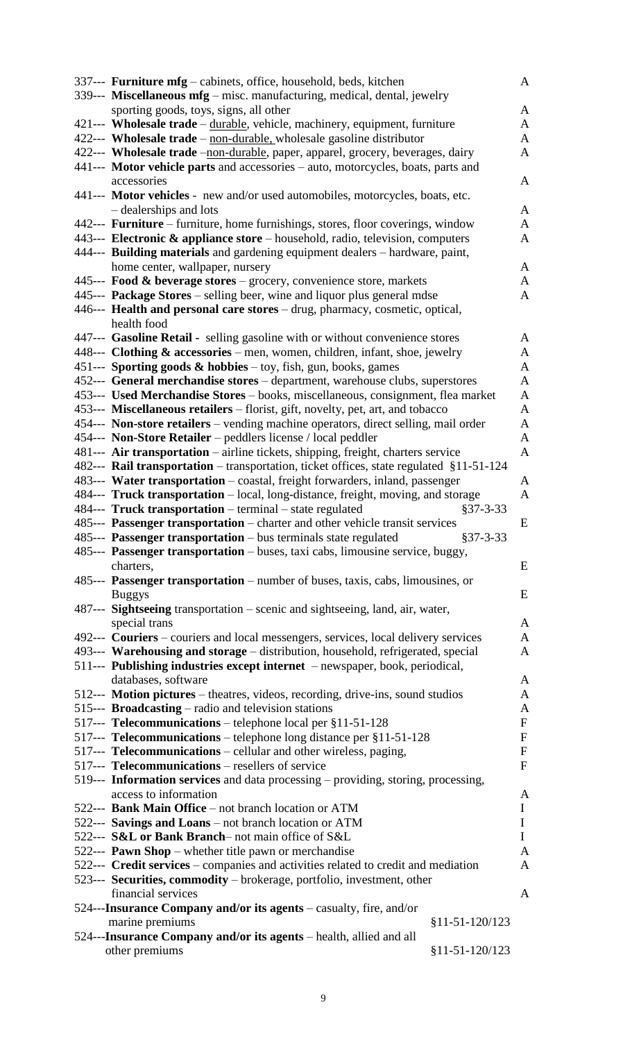337--- **Furniture mfg** – cabinets, office, household, beds, kitchen A

339--- **Miscellaneous mfg** – misc. manufacturing, medical, dental, jewelry sporting goods, toys, signs, all other A

421--- **Wholesale trade** – durable, vehicle, machinery, equipment, furniture A

422--- **Wholesale trade** – non-durable, wholesale gasoline distributor A

422--- **Wholesale trade** –non-durable, paper, apparel, grocery, beverages, dairy A

441--- **Motor vehicle parts** and accessories – auto, motorcycles, boats, parts and accessories A

441--- **Motor vehicles** - new and/or used automobiles, motorcycles, boats, etc. – dealerships and lots A

442--- **Furniture** – furniture, home furnishings, stores, floor coverings, window A

443--- **Electronic & appliance store** – household, radio, television, computers A

444--- **Building materials** and gardening equipment dealers – hardware, paint, home center, wallpaper, nursery A

445--- **Food & beverage stores** – grocery, convenience store, markets A

445--- **Package Stores** – selling beer, wine and liquor plus general mdse A

446--- **Health and personal care stores** – drug, pharmacy, cosmetic, optical, health food

447--- **Gasoline Retail** - selling gasoline with or without convenience stores A

448--- **Clothing & accessories** – men, women, children, infant, shoe, jewelry A

451--- **Sporting goods & hobbies** – toy, fish, gun, books, games A

452--- **General merchandise stores** – department, warehouse clubs, superstores A

453--- **Used Merchandise Stores** – books, miscellaneous, consignment, flea market A

453--- **Miscellaneous retailers** – florist, gift, novelty, pet, art, and tobacco A

454--- **Non-store retailers** – vending machine operators, direct selling, mail order A

454--- **Non-Store Retailer** – peddlers license / local peddler A

481--- **Air transportation** – airline tickets, shipping, freight, charters service A

482--- **Rail transportation** – transportation, ticket offices, state regulated §11-51-124

483--- **Water transportation** – coastal, freight forwarders, inland, passenger A

484--- **Truck transportation** – local, long-distance, freight, moving, and storage A

484--- **Truck transportation** – terminal – state regulated §37-3-33

485--- **Passenger transportation** – charter and other vehicle transit services E

485--- **Passenger transportation** – bus terminals state regulated §37-3-33

485--- **Passenger transportation** – buses, taxi cabs, limousine service, buggy, charters, E

485--- **Passenger transportation** – number of buses, taxis, cabs, limousines, or Buggys E

487--- **Sightseeing** transportation – scenic and sightseeing, land, air, water, special trans A

492--- **Couriers** – couriers and local messengers, services, local delivery services A

493--- **Warehousing and storage** – distribution, household, refrigerated, special A

511--- **Publishing industries except internet** – newspaper, book, periodical, databases, software A

512--- **Motion pictures** – theatres, videos, recording, drive-ins, sound studios A

515--- **Broadcasting** – radio and television stations A

517--- **Telecommunications** – telephone local per §11-51-128 F

517--- **Telecommunications** – telephone long distance per §11-51-128 F

517--- **Telecommunications** – cellular and other wireless, paging, F

517--- **Telecommunications** – resellers of service F

519--- **Information services** and data processing – providing, storing, processing, access to information A

522--- **Bank Main Office** – not branch location or ATM I

522--- **Savings and Loans** – not branch location or ATM I

522--- **S&L or Bank Branch**– not main office of S&L I

522--- **Pawn Shop** – whether title pawn or merchandise A

522--- **Credit services** – companies and activities related to credit and mediation A

523--- **Securities, commodity** – brokerage, portfolio, investment, other financial services A

524---**Insurance Company and/or its agents** – casualty, fire, and/or marine premiums §11-51-120/123

524---**Insurance Company and/or its agents** – health, allied and all other premiums §11-51-120/123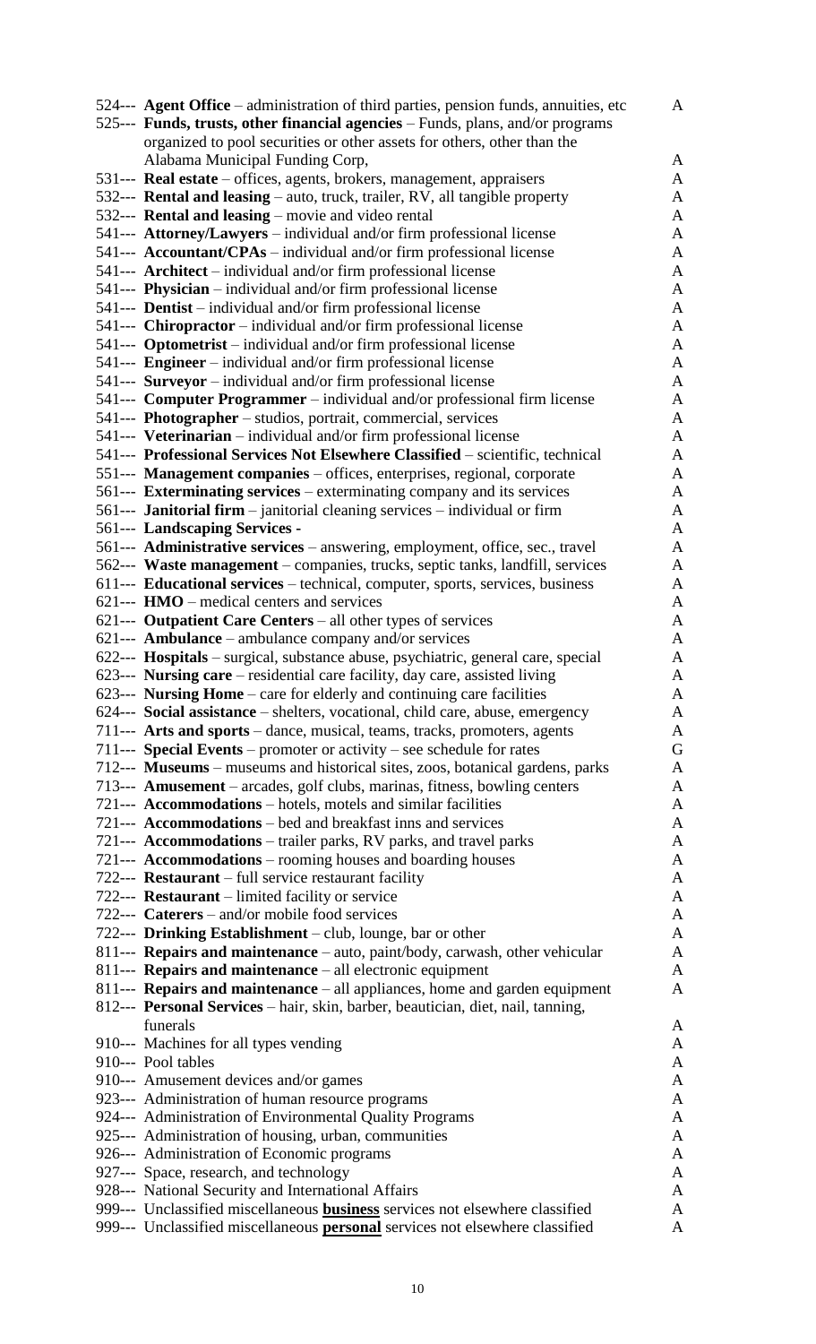| | | |
|---|---|---|
| 524--- | **Agent Office** – administration of third parties, pension funds, annuities, etc | A |
| 525--- | **Funds, trusts, other financial agencies** – Funds, plans, and/or programs organized to pool securities or other assets for others, other than the Alabama Municipal Funding Corp, | A |
| 531--- | **Real estate** – offices, agents, brokers, management, appraisers | A |
| 532--- | **Rental and leasing** – auto, truck, trailer, RV, all tangible property | A |
| 532--- | **Rental and leasing** – movie and video rental | A |
| 541--- | **Attorney/Lawyers** – individual and/or firm professional license | A |
| 541--- | **Accountant/CPAs** – individual and/or firm professional license | A |
| 541--- | **Architect** – individual and/or firm professional license | A |
| 541--- | **Physician** – individual and/or firm professional license | A |
| 541--- | **Dentist** – individual and/or firm professional license | A |
| 541--- | **Chiropractor** – individual and/or firm professional license | A |
| 541--- | **Optometrist** – individual and/or firm professional license | A |
| 541--- | **Engineer** – individual and/or firm professional license | A |
| 541--- | **Surveyor** – individual and/or firm professional license | A |
| 541--- | **Computer Programmer** – individual and/or professional firm license | A |
| 541--- | **Photographer** – studios, portrait, commercial, services | A |
| 541--- | **Veterinarian** – individual and/or firm professional license | A |
| 541--- | **Professional Services Not Elsewhere Classified** – scientific, technical | A |
| 551--- | **Management companies** – offices, enterprises, regional, corporate | A |
| 561--- | **Exterminating services** – exterminating company and its services | A |
| 561--- | **Janitorial firm** – janitorial cleaning services – individual or firm | A |
| 561--- | **Landscaping Services -** | A |
| 561--- | **Administrative services** – answering, employment, office, sec., travel | A |
| 562--- | **Waste management** – companies, trucks, septic tanks, landfill, services | A |
| 611--- | **Educational services** – technical, computer, sports, services, business | A |
| 621--- | **HMO** – medical centers and services | A |
| 621--- | **Outpatient Care Centers** – all other types of services | A |
| 621--- | **Ambulance** – ambulance company and/or services | A |
| 622--- | **Hospitals** – surgical, substance abuse, psychiatric, general care, special | A |
| 623--- | **Nursing care** – residential care facility, day care, assisted living | A |
| 623--- | **Nursing Home** – care for elderly and continuing care facilities | A |
| 624--- | **Social assistance** – shelters, vocational, child care, abuse, emergency | A |
| 711--- | **Arts and sports** – dance, musical, teams, tracks, promoters, agents | A |
| 711--- | **Special Events** – promoter or activity – see schedule for rates | G |
| 712--- | **Museums** – museums and historical sites, zoos, botanical gardens, parks | A |
| 713--- | **Amusement** – arcades, golf clubs, marinas, fitness, bowling centers | A |
| 721--- | **Accommodations** – hotels, motels and similar facilities | A |
| 721--- | **Accommodations** – bed and breakfast inns and services | A |
| 721--- | **Accommodations** – trailer parks, RV parks, and travel parks | A |
| 721--- | **Accommodations** – rooming houses and boarding houses | A |
| 722--- | **Restaurant** – full service restaurant facility | A |
| 722--- | **Restaurant** – limited facility or service | A |
| 722--- | **Caterers** – and/or mobile food services | A |
| 722--- | **Drinking Establishment** – club, lounge, bar or other | A |
| 811--- | **Repairs and maintenance** – auto, paint/body, carwash, other vehicular | A |
| 811--- | **Repairs and maintenance** – all electronic equipment | A |
| 811--- | **Repairs and maintenance** – all appliances, home and garden equipment | A |
| 812--- | **Personal Services** – hair, skin, barber, beautician, diet, nail, tanning, funerals | A |
| 910--- | Machines for all types vending | A |
| 910--- | Pool tables | A |
| 910--- | Amusement devices and/or games | A |
| 923--- | Administration of human resource programs | A |
| 924--- | Administration of Environmental Quality Programs | A |
| 925--- | Administration of housing, urban, communities | A |
| 926--- | Administration of Economic programs | A |
| 927--- | Space, research, and technology | A |
| 928--- | National Security and International Affairs | A |
| 999--- | Unclassified miscellaneous **business** services not elsewhere classified | A |
| 999--- | Unclassified miscellaneous **personal** services not elsewhere classified | A |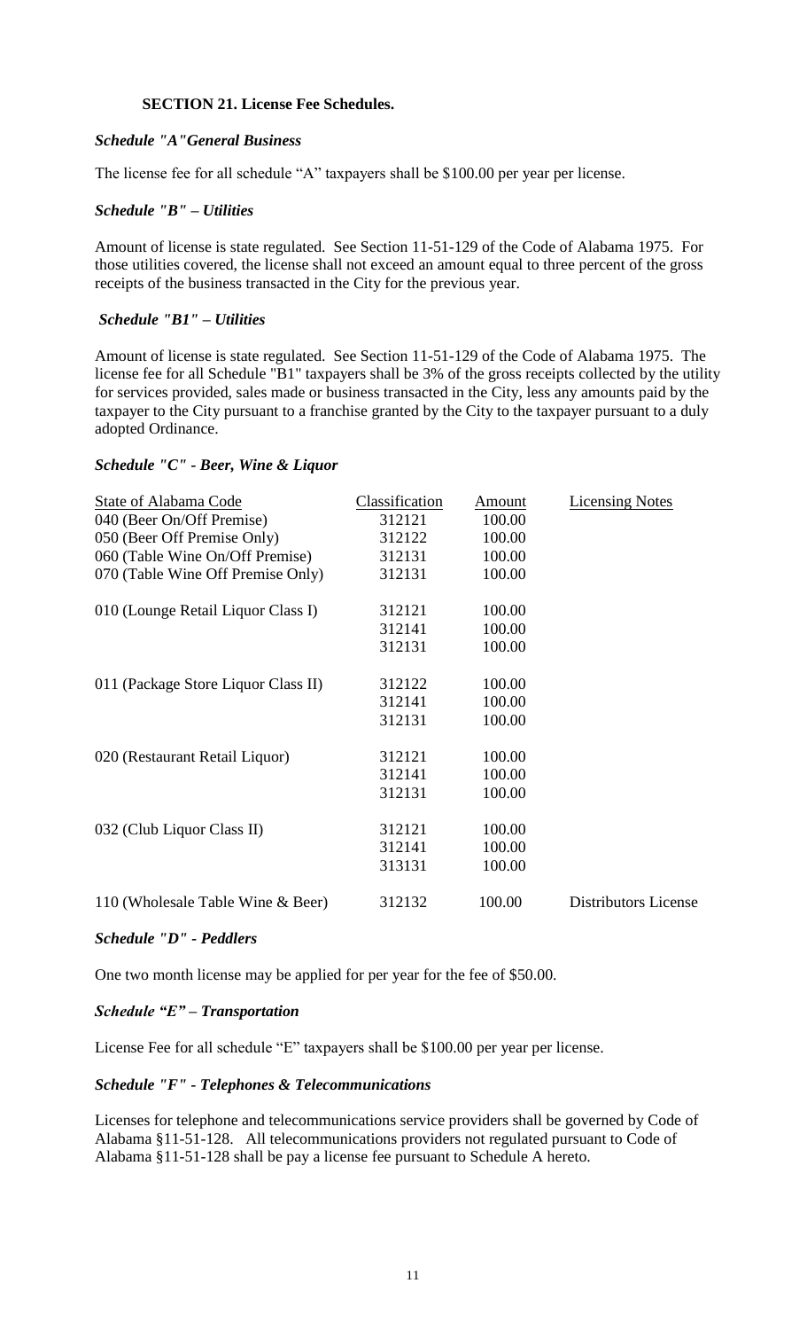### SECTION 21. License Fee Schedules.

***Schedule "A"General Business***

The license fee for all schedule "A" taxpayers shall be $100.00 per year per license.

***Schedule "B" – Utilities***

Amount of license is state regulated. See Section 11-51-129 of the Code of Alabama 1975. For those utilities covered, the license shall not exceed an amount equal to three percent of the gross receipts of the business transacted in the City for the previous year.

***Schedule "B1" – Utilities***

Amount of license is state regulated. See Section 11-51-129 of the Code of Alabama 1975. The license fee for all Schedule "B1" taxpayers shall be 3% of the gross receipts collected by the utility for services provided, sales made or business transacted in the City, less any amounts paid by the taxpayer to the City pursuant to a franchise granted by the City to the taxpayer pursuant to a duly adopted Ordinance.

***Schedule "C" - Beer, Wine & Liquor***

| State of Alabama Code | Classification | Amount | Licensing Notes |
|---|---|---|---|
| 040 (Beer On/Off Premise) | 312121 | 100.00 | |
| 050 (Beer Off Premise Only) | 312122 | 100.00 | |
| 060 (Table Wine On/Off Premise) | 312131 | 100.00 | |
| 070 (Table Wine Off Premise Only) | 312131 | 100.00 | |
| 010 (Lounge Retail Liquor Class I) | 312121 | 100.00 | |
| | 312141 | 100.00 | |
| | 312131 | 100.00 | |
| 011 (Package Store Liquor Class II) | 312122 | 100.00 | |
| | 312141 | 100.00 | |
| | 312131 | 100.00 | |
| 020 (Restaurant Retail Liquor) | 312121 | 100.00 | |
| | 312141 | 100.00 | |
| | 312131 | 100.00 | |
| 032 (Club Liquor Class II) | 312121 | 100.00 | |
| | 312141 | 100.00 | |
| | 313131 | 100.00 | |
| 110 (Wholesale Table Wine & Beer) | 312132 | 100.00 | Distributors License |

***Schedule "D" - Peddlers***

One two month license may be applied for per year for the fee of $50.00.

***Schedule "E" – Transportation***

License Fee for all schedule "E" taxpayers shall be $100.00 per year per license.

***Schedule "F" - Telephones & Telecommunications***

Licenses for telephone and telecommunications service providers shall be governed by Code of Alabama §11-51-128. All telecommunications providers not regulated pursuant to Code of Alabama §11-51-128 shall be pay a license fee pursuant to Schedule A hereto.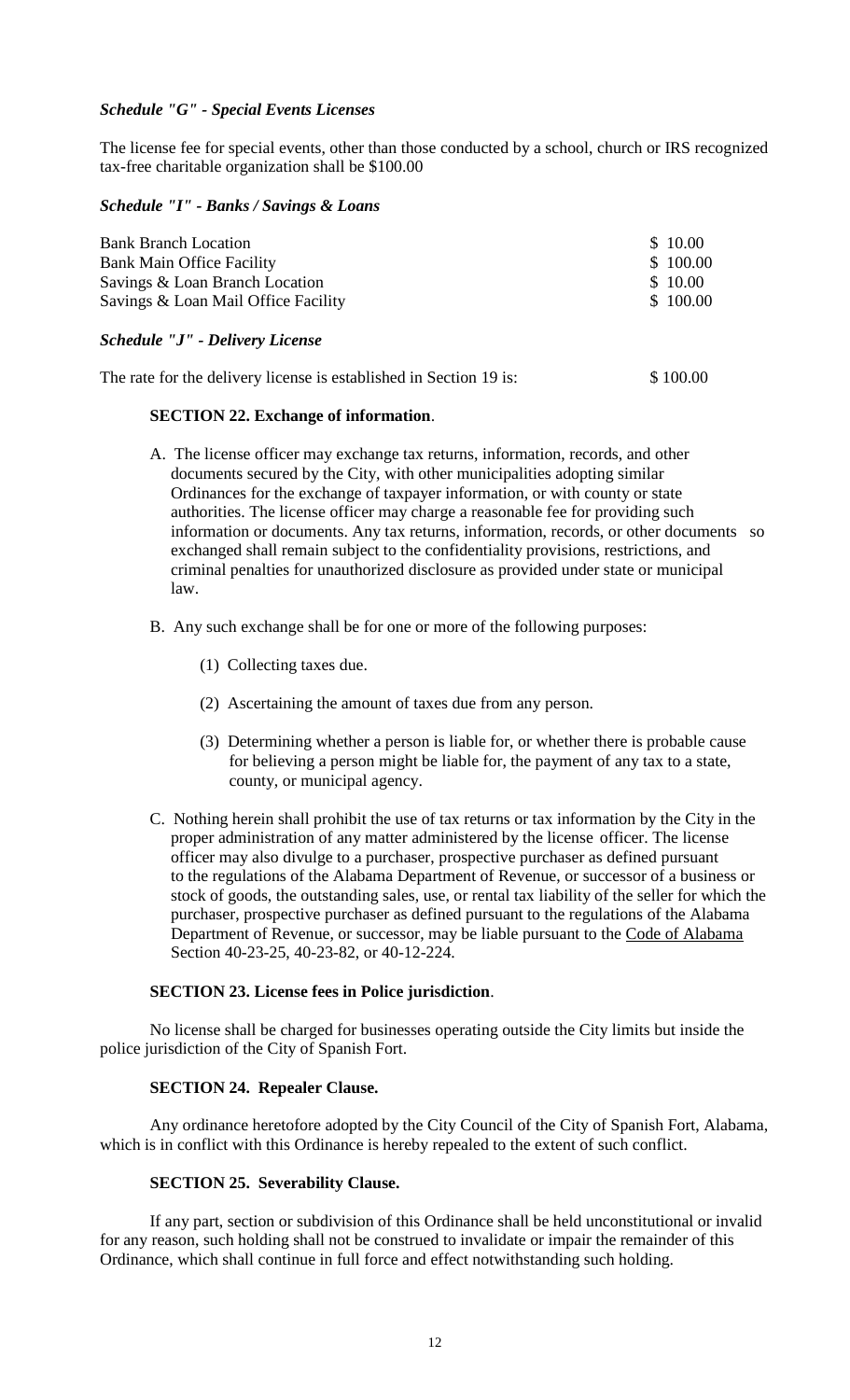***Schedule "G" - Special Events Licenses***

The license fee for special events, other than those conducted by a school, church or IRS recognized tax-free charitable organization shall be $100.00

***Schedule "I" - Banks / Savings & Loans***

| | |
|---|---|
| Bank Branch Location | $ 10.00 |
| Bank Main Office Facility | $ 100.00 |
| Savings & Loan Branch Location | $ 10.00 |
| Savings & Loan Mail Office Facility | $ 100.00 |

***Schedule "J" - Delivery License***

The rate for the delivery license is established in Section 19 is: $ 100.00

**SECTION 22. Exchange of information**.

A. The license officer may exchange tax returns, information, records, and other documents secured by the City, with other municipalities adopting similar Ordinances for the exchange of taxpayer information, or with county or state authorities. The license officer may charge a reasonable fee for providing such information or documents. Any tax returns, information, records, or other documents so exchanged shall remain subject to the confidentiality provisions, restrictions, and criminal penalties for unauthorized disclosure as provided under state or municipal law.

B. Any such exchange shall be for one or more of the following purposes:

(1) Collecting taxes due.

(2) Ascertaining the amount of taxes due from any person.

(3) Determining whether a person is liable for, or whether there is probable cause for believing a person might be liable for, the payment of any tax to a state, county, or municipal agency.

C. Nothing herein shall prohibit the use of tax returns or tax information by the City in the proper administration of any matter administered by the license officer. The license officer may also divulge to a purchaser, prospective purchaser as defined pursuant to the regulations of the Alabama Department of Revenue, or successor of a business or stock of goods, the outstanding sales, use, or rental tax liability of the seller for which the purchaser, prospective purchaser as defined pursuant to the regulations of the Alabama Department of Revenue, or successor, may be liable pursuant to the Code of Alabama Section 40-23-25, 40-23-82, or 40-12-224.

**SECTION 23. License fees in Police jurisdiction**.

No license shall be charged for businesses operating outside the City limits but inside the police jurisdiction of the City of Spanish Fort.

**SECTION 24. Repealer Clause.**

Any ordinance heretofore adopted by the City Council of the City of Spanish Fort, Alabama, which is in conflict with this Ordinance is hereby repealed to the extent of such conflict.

**SECTION 25. Severability Clause.**

If any part, section or subdivision of this Ordinance shall be held unconstitutional or invalid for any reason, such holding shall not be construed to invalidate or impair the remainder of this Ordinance, which shall continue in full force and effect notwithstanding such holding.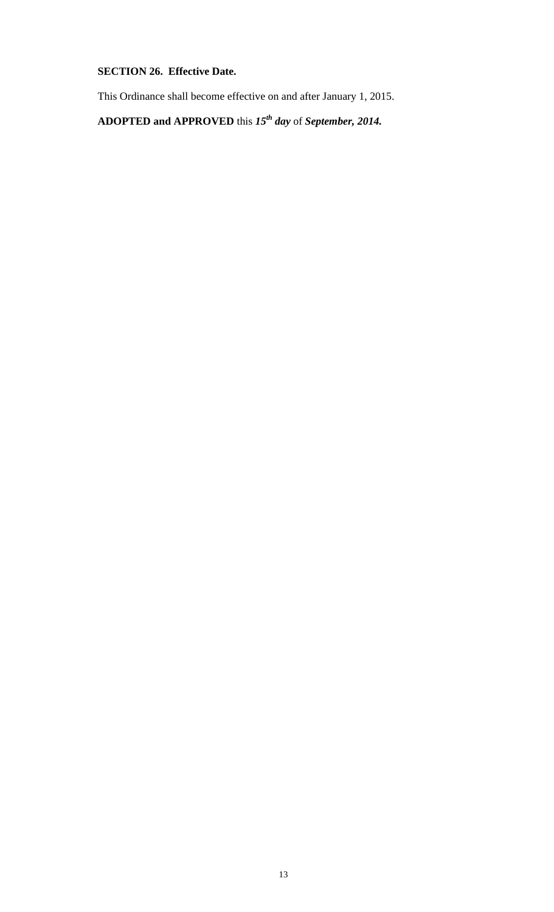**SECTION 26. Effective Date.**

This Ordinance shall become effective on and after January 1, 2015.

**ADOPTED and APPROVED** this ***15th day*** of ***September, 2014.***